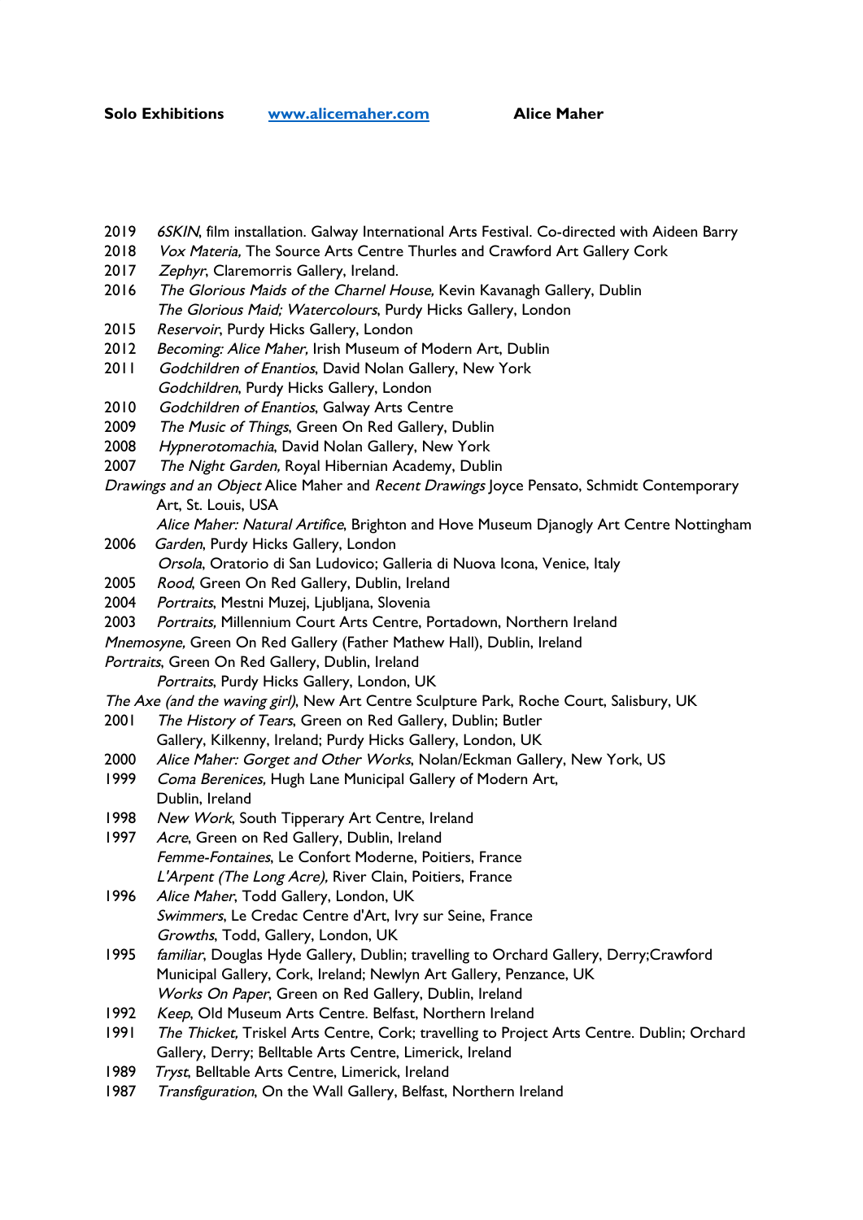**Solo Exhibitions** [www.alicemaher.com](http://www.alicemaher.com) **Alice Maher**

2019 *6SKIN*, film installation. Galway International Arts Festival. Co-directed with Aideen Barry
2018 *Vox Materia,* The Source Arts Centre Thurles and Crawford Art Gallery Cork
2017 *Zephyr*, Claremorris Gallery, Ireland.
2016 *The Glorious Maids of the Charnel House,* Kevin Kavanagh Gallery, Dublin
*The Glorious Maid; Watercolours*, Purdy Hicks Gallery, London
2015 *Reservoir*, Purdy Hicks Gallery, London
2012 *Becoming: Alice Maher,* Irish Museum of Modern Art, Dublin
2011 *Godchildren of Enantios*, David Nolan Gallery, New York
*Godchildren*, Purdy Hicks Gallery, London
2010 *Godchildren of Enantios*, Galway Arts Centre
2009 *The Music of Things*, Green On Red Gallery, Dublin
2008 *Hypnerotomachia*, David Nolan Gallery, New York
2007 *The Night Garden,* Royal Hibernian Academy, Dublin
*Drawings and an Object* Alice Maher and *Recent Drawings* Joyce Pensato, Schmidt Contemporary Art, St. Louis, USA
*Alice Maher: Natural Artifice*, Brighton and Hove Museum Djanogly Art Centre Nottingham
2006 *Garden*, Purdy Hicks Gallery, London
*Orsola*, Oratorio di San Ludovico; Galleria di Nuova Icona, Venice, Italy
2005 *Rood,* Green On Red Gallery, Dublin, Ireland
2004 *Portraits*, Mestni Muzej, Ljubljana, Slovenia
2003 *Portraits,* Millennium Court Arts Centre, Portadown, Northern Ireland
*Mnemosyne,* Green On Red Gallery (Father Mathew Hall), Dublin, Ireland
*Portraits*, Green On Red Gallery, Dublin, Ireland
*Portraits*, Purdy Hicks Gallery, London, UK
*The Axe (and the waving girl)*, New Art Centre Sculpture Park, Roche Court, Salisbury, UK
2001 *The History of Tears*, Green on Red Gallery, Dublin; Butler Gallery, Kilkenny, Ireland; Purdy Hicks Gallery, London, UK
2000 *Alice Maher: Gorget and Other Works*, Nolan/Eckman Gallery, New York, US
1999 *Coma Berenices,* Hugh Lane Municipal Gallery of Modern Art, Dublin, Ireland
1998 *New Work*, South Tipperary Art Centre, Ireland
1997 *Acre*, Green on Red Gallery, Dublin, Ireland
*Femme-Fontaines*, Le Confort Moderne, Poitiers, France
*L'Arpent (The Long Acre),* River Clain, Poitiers, France
1996 *Alice Maher*, Todd Gallery, London, UK
*Swimmers*, Le Credac Centre d'Art, Ivry sur Seine, France
*Growths*, Todd, Gallery, London, UK
1995 *familiar*, Douglas Hyde Gallery, Dublin; travelling to Orchard Gallery, Derry;Crawford Municipal Gallery, Cork, Ireland; Newlyn Art Gallery, Penzance, UK
*Works On Paper*, Green on Red Gallery, Dublin, Ireland
1992 *Keep*, Old Museum Arts Centre. Belfast, Northern Ireland
1991 *The Thicket,* Triskel Arts Centre, Cork; travelling to Project Arts Centre. Dublin; Orchard Gallery, Derry; Belltable Arts Centre, Limerick, Ireland
1989 *Tryst*, Belltable Arts Centre, Limerick, Ireland
1987 *Transfiguration*, On the Wall Gallery, Belfast, Northern Ireland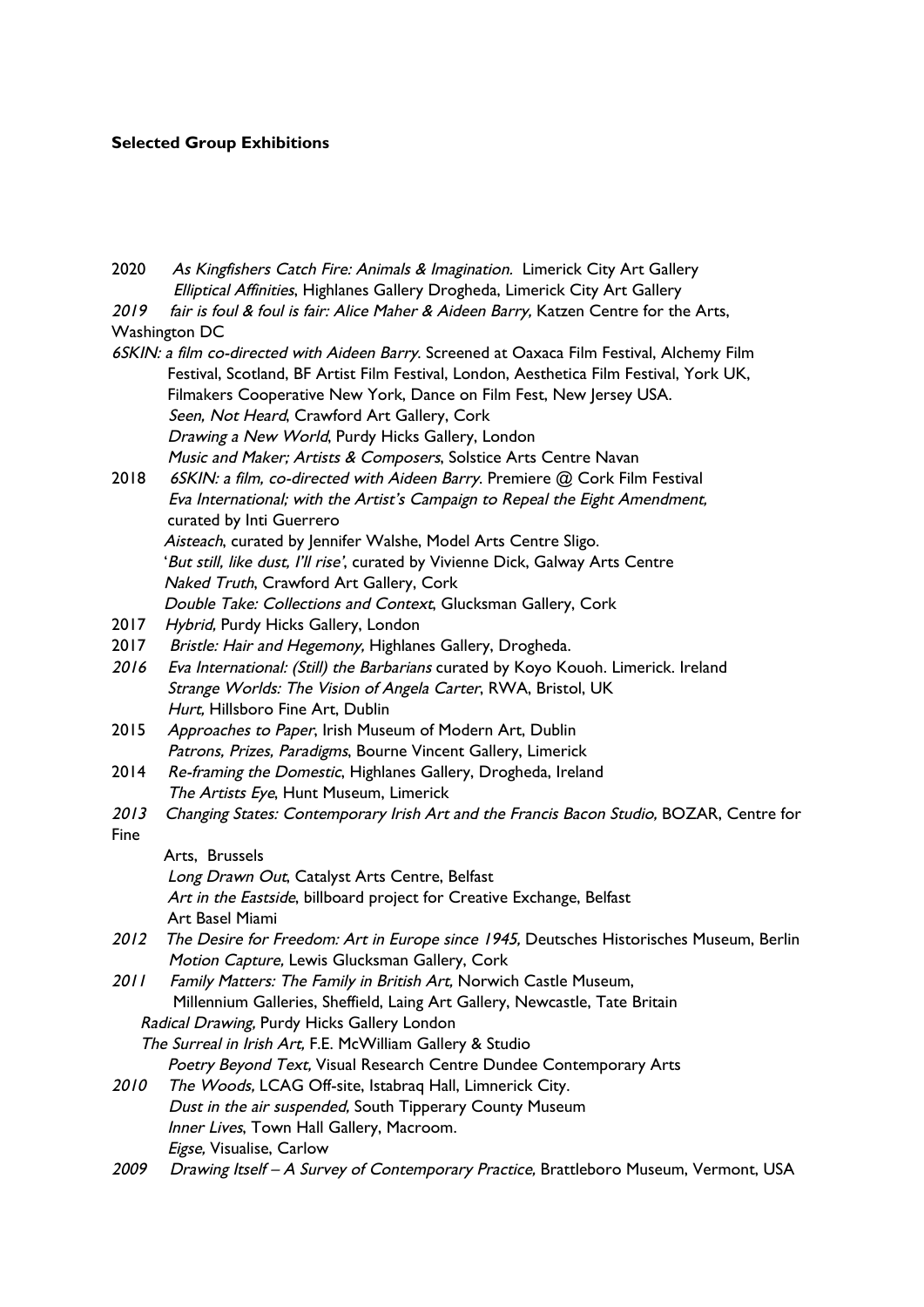**Selected Group Exhibitions**

2020 *As Kingfishers Catch Fire: Animals & Imagination.* Limerick City Art Gallery
*Elliptical Affinities*, Highlanes Gallery Drogheda, Limerick City Art Gallery

*2019* *fair is foul & foul is fair: Alice Maher & Aideen Barry,* Katzen Centre for the Arts, Washington DC
*6SKIN: a film co-directed with Aideen Barry*. Screened at Oaxaca Film Festival, Alchemy Film Festival, Scotland, BF Artist Film Festival, London, Aesthetica Film Festival, York UK, Filmakers Cooperative New York, Dance on Film Fest, New Jersey USA.
*Seen, Not Heard*, Crawford Art Gallery, Cork
*Drawing a New World*, Purdy Hicks Gallery, London
*Music and Maker; Artists & Composers*, Solstice Arts Centre Navan

2018 *6SKIN: a film, co-directed with Aideen Barry*. Premiere @ Cork Film Festival
*Eva International; with the Artist's Campaign to Repeal the Eight Amendment,* curated by Inti Guerrero
*Aisteach*, curated by Jennifer Walshe, Model Arts Centre Sligo.
'*But still, like dust, I'll rise'*, curated by Vivienne Dick, Galway Arts Centre
*Naked Truth*, Crawford Art Gallery, Cork
*Double Take: Collections and Context*, Glucksman Gallery, Cork

2017 *Hybrid,* Purdy Hicks Gallery, London

2017 *Bristle: Hair and Hegemony,* Highlanes Gallery, Drogheda.

*2016* *Eva International: (Still) the Barbarians* curated by Koyo Kouoh. Limerick. Ireland
*Strange Worlds: The Vision of Angela Carter*, RWA, Bristol, UK
*Hurt,* Hillsboro Fine Art, Dublin

2015 *Approaches to Paper*, Irish Museum of Modern Art, Dublin
*Patrons, Prizes, Paradigms*, Bourne Vincent Gallery, Limerick

2014 *Re-framing the Domestic*, Highlanes Gallery, Drogheda, Ireland
*The Artists Eye*, Hunt Museum, Limerick

*2013* *Changing States: Contemporary Irish Art and the Francis Bacon Studio,* BOZAR, Centre for Fine Arts, Brussels
*Long Drawn Out*, Catalyst Arts Centre, Belfast
*Art in the Eastside*, billboard project for Creative Exchange, Belfast
Art Basel Miami

*2012* *The Desire for Freedom: Art in Europe since 1945,* Deutsches Historisches Museum, Berlin
*Motion Capture,* Lewis Glucksman Gallery, Cork

*2011* *Family Matters: The Family in British Art,* Norwich Castle Museum, Millennium Galleries, Sheffield, Laing Art Gallery, Newcastle, Tate Britain
*Radical Drawing,* Purdy Hicks Gallery London
*The Surreal in Irish Art,* F.E. McWilliam Gallery & Studio
*Poetry Beyond Text,* Visual Research Centre Dundee Contemporary Arts

*2010* *The Woods,* LCAG Off-site, Istabraq Hall, Limnerick City.
*Dust in the air suspended,* South Tipperary County Museum
*Inner Lives*, Town Hall Gallery, Macroom.
*Eigse,* Visualise, Carlow

*2009* *Drawing Itself – A Survey of Contemporary Practice,* Brattleboro Museum, Vermont, USA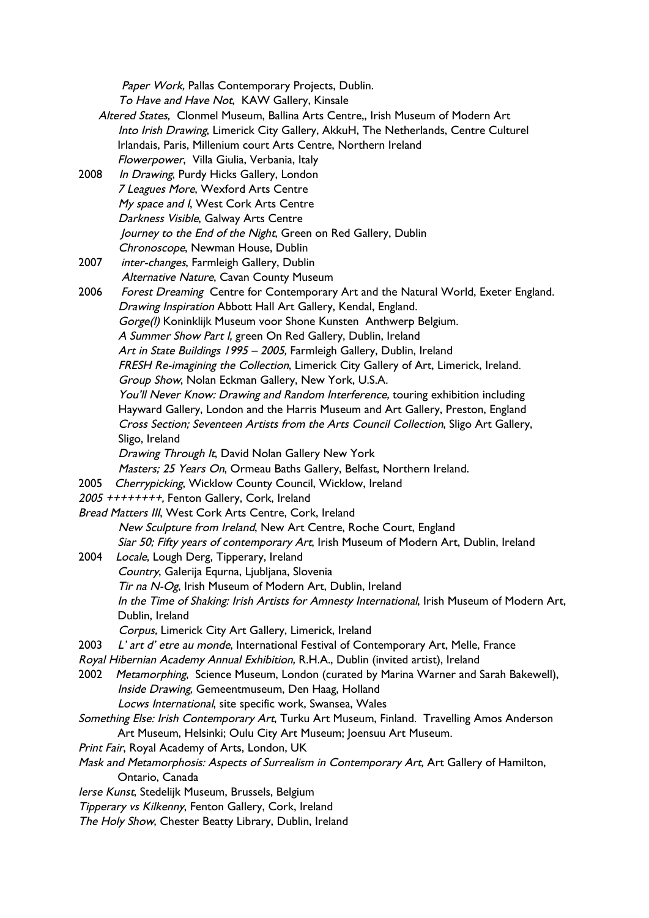*Paper Work,* Pallas Contemporary Projects, Dublin.
*To Have and Have Not*, KAW Gallery, Kinsale
*Altered States,* Clonmel Museum, Ballina Arts Centre,, Irish Museum of Modern Art
*Into Irish Drawing*, Limerick City Gallery, AkkuH, The Netherlands, Centre Culturel Irlandais, Paris, Millenium court Arts Centre, Northern Ireland
*Flowerpower*, Villa Giulia, Verbania, Italy

2008 *In Drawing*, Purdy Hicks Gallery, London
*7 Leagues More*, Wexford Arts Centre
*My space and I*, West Cork Arts Centre
*Darkness Visible*, Galway Arts Centre
*Journey to the End of the Night*, Green on Red Gallery, Dublin
*Chronoscope*, Newman House, Dublin

2007 *inter-changes*, Farmleigh Gallery, Dublin
*Alternative Nature*, Cavan County Museum

2006 *Forest Dreaming* Centre for Contemporary Art and the Natural World, Exeter England.
*Drawing Inspiration* Abbott Hall Art Gallery, Kendal, England.
*Gorge(l)* Koninklijk Museum voor Shone Kunsten Anthwerp Belgium.
*A Summer Show Part I,* green On Red Gallery, Dublin, Ireland
*Art in State Buildings 1995 – 2005,* Farmleigh Gallery, Dublin, Ireland
*FRESH Re-imagining the Collection*, Limerick City Gallery of Art, Limerick, Ireland.
*Group Show*, Nolan Eckman Gallery, New York, U.S.A.
*You'll Never Know: Drawing and Random Interference,* touring exhibition including Hayward Gallery, London and the Harris Museum and Art Gallery, Preston, England
*Cross Section; Seventeen Artists from the Arts Council Collection*, Sligo Art Gallery, Sligo, Ireland
*Drawing Through It*, David Nolan Gallery New York
*Masters; 25 Years On*, Ormeau Baths Gallery, Belfast, Northern Ireland.

2005 *Cherrypicking*, Wicklow County Council, Wicklow, Ireland
*2005 ++++++++,* Fenton Gallery, Cork, Ireland
*Bread Matters III*, West Cork Arts Centre, Cork, Ireland
*New Sculpture from Ireland*, New Art Centre, Roche Court, England
*Siar 50; Fifty years of contemporary Art*, Irish Museum of Modern Art, Dublin, Ireland

2004 *Locale*, Lough Derg, Tipperary, Ireland
*Country*, Galerija Equrna, Ljubljana, Slovenia
*Tir na N-Og*, Irish Museum of Modern Art, Dublin, Ireland
*In the Time of Shaking: Irish Artists for Amnesty International*, Irish Museum of Modern Art, Dublin, Ireland
*Corpus,* Limerick City Art Gallery, Limerick, Ireland

2003 *L' art d' etre au monde*, International Festival of Contemporary Art, Melle, France
*Royal Hibernian Academy Annual Exhibition,* R.H.A., Dublin (invited artist), Ireland

2002 *Metamorphing*, Science Museum, London (curated by Marina Warner and Sarah Bakewell),
*Inside Drawing,* Gemeentmuseum, Den Haag, Holland
*Locws International*, site specific work, Swansea, Wales
*Something Else: Irish Contemporary Art*, Turku Art Museum, Finland. Travelling Amos Anderson Art Museum, Helsinki; Oulu City Art Museum; Joensuu Art Museum.
*Print Fair*, Royal Academy of Arts, London, UK
*Mask and Metamorphosis: Aspects of Surrealism in Contemporary Art,* Art Gallery of Hamilton, Ontario, Canada
*Ierse Kunst*, Stedelijk Museum, Brussels, Belgium
*Tipperary vs Kilkenny*, Fenton Gallery, Cork, Ireland
*The Holy Show*, Chester Beatty Library, Dublin, Ireland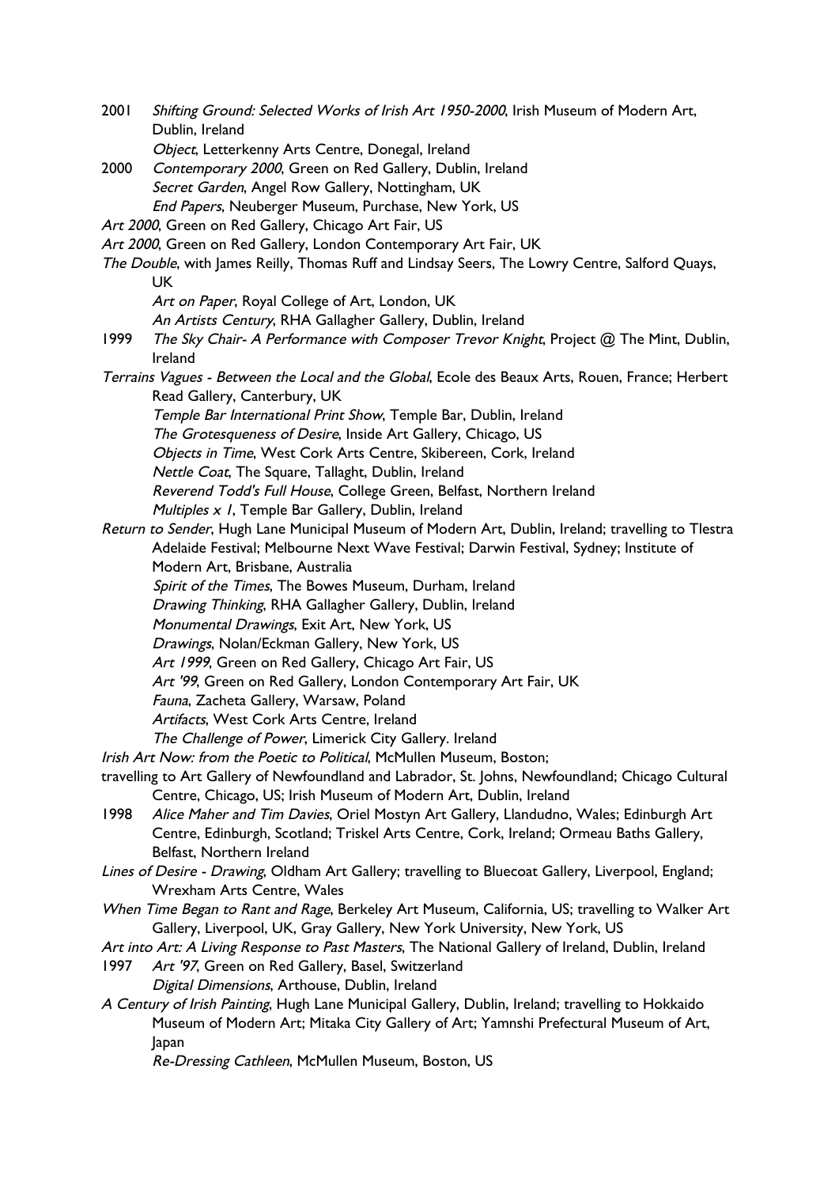2001 *Shifting Ground: Selected Works of Irish Art 1950-2000*, Irish Museum of Modern Art, Dublin, Ireland

*Object*, Letterkenny Arts Centre, Donegal, Ireland

2000 *Contemporary 2000*, Green on Red Gallery, Dublin, Ireland

*Secret Garden*, Angel Row Gallery, Nottingham, UK

*End Papers*, Neuberger Museum, Purchase, New York, US

*Art 2000*, Green on Red Gallery, Chicago Art Fair, US

*Art 2000*, Green on Red Gallery, London Contemporary Art Fair, UK

*The Double*, with James Reilly, Thomas Ruff and Lindsay Seers, The Lowry Centre, Salford Quays, UK

*Art on Paper*, Royal College of Art, London, UK

*An Artists Century*, RHA Gallagher Gallery, Dublin, Ireland

1999 *The Sky Chair- A Performance with Composer Trevor Knight*, Project @ The Mint, Dublin, Ireland

*Terrains Vagues - Between the Local and the Global*, Ecole des Beaux Arts, Rouen, France; Herbert Read Gallery, Canterbury, UK

*Temple Bar International Print Show*, Temple Bar, Dublin, Ireland

*The Grotesqueness of Desire*, Inside Art Gallery, Chicago, US

*Objects in Time*, West Cork Arts Centre, Skibereen, Cork, Ireland

*Nettle Coat*, The Square, Tallaght, Dublin, Ireland

*Reverend Todd's Full House*, College Green, Belfast, Northern Ireland

*Multiples x 1*, Temple Bar Gallery, Dublin, Ireland

*Return to Sender*, Hugh Lane Municipal Museum of Modern Art, Dublin, Ireland; travelling to Tlestra Adelaide Festival; Melbourne Next Wave Festival; Darwin Festival, Sydney; Institute of Modern Art, Brisbane, Australia

*Spirit of the Times*, The Bowes Museum, Durham, Ireland

*Drawing Thinking*, RHA Gallagher Gallery, Dublin, Ireland

*Monumental Drawings*, Exit Art, New York, US

*Drawings*, Nolan/Eckman Gallery, New York, US

*Art 1999*, Green on Red Gallery, Chicago Art Fair, US

*Art '99*, Green on Red Gallery, London Contemporary Art Fair, UK

*Fauna*, Zacheta Gallery, Warsaw, Poland

*Artifacts*, West Cork Arts Centre, Ireland

*The Challenge of Power*, Limerick City Gallery. Ireland

*Irish Art Now: from the Poetic to Political*, McMullen Museum, Boston; travelling to Art Gallery of Newfoundland and Labrador, St. Johns, Newfoundland; Chicago Cultural Centre, Chicago, US; Irish Museum of Modern Art, Dublin, Ireland

1998 *Alice Maher and Tim Davies*, Oriel Mostyn Art Gallery, Llandudno, Wales; Edinburgh Art Centre, Edinburgh, Scotland; Triskel Arts Centre, Cork, Ireland; Ormeau Baths Gallery, Belfast, Northern Ireland

*Lines of Desire - Drawing*, Oldham Art Gallery; travelling to Bluecoat Gallery, Liverpool, England; Wrexham Arts Centre, Wales

*When Time Began to Rant and Rage*, Berkeley Art Museum, California, US; travelling to Walker Art Gallery, Liverpool, UK, Gray Gallery, New York University, New York, US

*Art into Art: A Living Response to Past Masters*, The National Gallery of Ireland, Dublin, Ireland

1997 *Art '97*, Green on Red Gallery, Basel, Switzerland

*Digital Dimensions*, Arthouse, Dublin, Ireland

*A Century of Irish Painting*, Hugh Lane Municipal Gallery, Dublin, Ireland; travelling to Hokkaido Museum of Modern Art; Mitaka City Gallery of Art; Yamnshi Prefectural Museum of Art, Japan

*Re-Dressing Cathleen*, McMullen Museum, Boston, US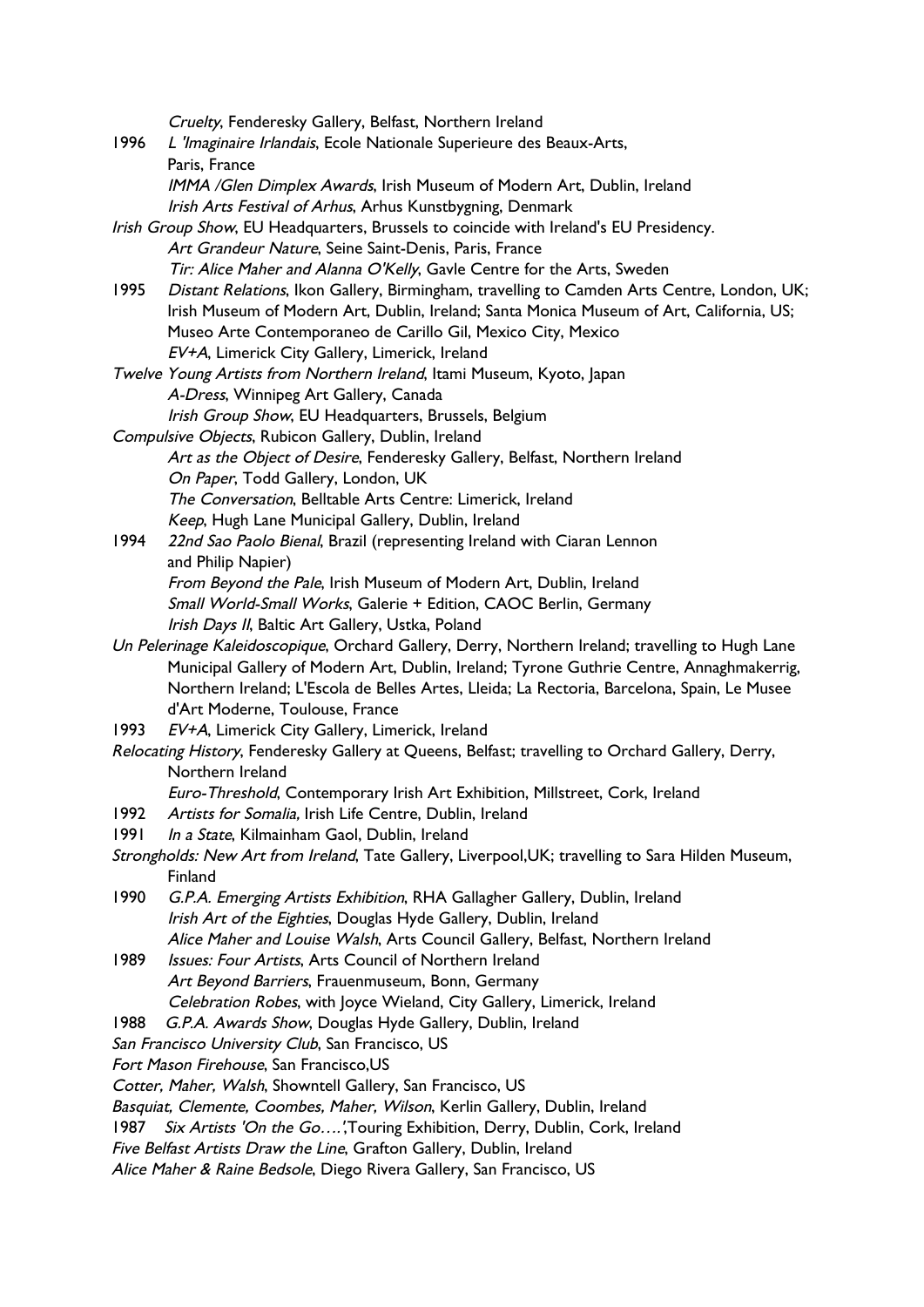*Cruelty*, Fenderesky Gallery, Belfast, Northern Ireland

1996 *L 'Imaginaire Irlandais*, Ecole Nationale Superieure des Beaux-Arts, Paris, France

*IMMA /Glen Dimplex Awards*, Irish Museum of Modern Art, Dublin, Ireland

*Irish Arts Festival of Arhus*, Arhus Kunstbygning, Denmark

*Irish Group Show*, EU Headquarters, Brussels to coincide with Ireland's EU Presidency.

*Art Grandeur Nature*, Seine Saint-Denis, Paris, France

*Tir: Alice Maher and Alanna O'Kelly*, Gavle Centre for the Arts, Sweden

1995 *Distant Relations*, Ikon Gallery, Birmingham, travelling to Camden Arts Centre, London, UK; Irish Museum of Modern Art, Dublin, Ireland; Santa Monica Museum of Art, California, US; Museo Arte Contemporaneo de Carillo Gil, Mexico City, Mexico

*EV+A*, Limerick City Gallery, Limerick, Ireland

*Twelve Young Artists from Northern Ireland*, Itami Museum, Kyoto, Japan

*A-Dress*, Winnipeg Art Gallery, Canada

*Irish Group Show*, EU Headquarters, Brussels, Belgium

*Compulsive Objects*, Rubicon Gallery, Dublin, Ireland

*Art as the Object of Desire*, Fenderesky Gallery, Belfast, Northern Ireland

*On Paper*, Todd Gallery, London, UK

*The Conversation*, Belltable Arts Centre: Limerick, Ireland

*Keep*, Hugh Lane Municipal Gallery, Dublin, Ireland

1994 *22nd Sao Paolo Bienal*, Brazil (representing Ireland with Ciaran Lennon and Philip Napier)

*From Beyond the Pale*, Irish Museum of Modern Art, Dublin, Ireland

*Small World-Small Works*, Galerie + Edition, CAOC Berlin, Germany

*Irish Days II*, Baltic Art Gallery, Ustka, Poland

*Un Pelerinage Kaleidoscopique*, Orchard Gallery, Derry, Northern Ireland; travelling to Hugh Lane Municipal Gallery of Modern Art, Dublin, Ireland; Tyrone Guthrie Centre, Annaghmakerrig, Northern Ireland; L'Escola de Belles Artes, Lleida; La Rectoria, Barcelona, Spain, Le Musee d'Art Moderne, Toulouse, France

1993 *EV+A*, Limerick City Gallery, Limerick, Ireland

*Relocating History*, Fenderesky Gallery at Queens, Belfast; travelling to Orchard Gallery, Derry, Northern Ireland

*Euro-Threshold*, Contemporary Irish Art Exhibition, Millstreet, Cork, Ireland

1992 *Artists for Somalia,* Irish Life Centre, Dublin, Ireland

1991 *In a State*, Kilmainham Gaol, Dublin, Ireland

*Strongholds: New Art from Ireland*, Tate Gallery, Liverpool,UK; travelling to Sara Hilden Museum, Finland

1990 *G.P.A. Emerging Artists Exhibition*, RHA Gallagher Gallery, Dublin, Ireland

*Irish Art of the Eighties*, Douglas Hyde Gallery, Dublin, Ireland

*Alice Maher and Louise Walsh*, Arts Council Gallery, Belfast, Northern Ireland

1989 *Issues: Four Artists*, Arts Council of Northern Ireland

*Art Beyond Barriers*, Frauenmuseum, Bonn, Germany

*Celebration Robes*, with Joyce Wieland, City Gallery, Limerick, Ireland

1988 *G.P.A. Awards Show*, Douglas Hyde Gallery, Dublin, Ireland

*San Francisco University Club*, San Francisco, US

*Fort Mason Firehouse*, San Francisco,US

*Cotter, Maher, Walsh*, Showntell Gallery, San Francisco, US

*Basquiat, Clemente, Coombes, Maher, Wilson*, Kerlin Gallery, Dublin, Ireland

1987 *Six Artists 'On the Go….'*,Touring Exhibition, Derry, Dublin, Cork, Ireland

*Five Belfast Artists Draw the Line*, Grafton Gallery, Dublin, Ireland

*Alice Maher & Raine Bedsole*, Diego Rivera Gallery, San Francisco, US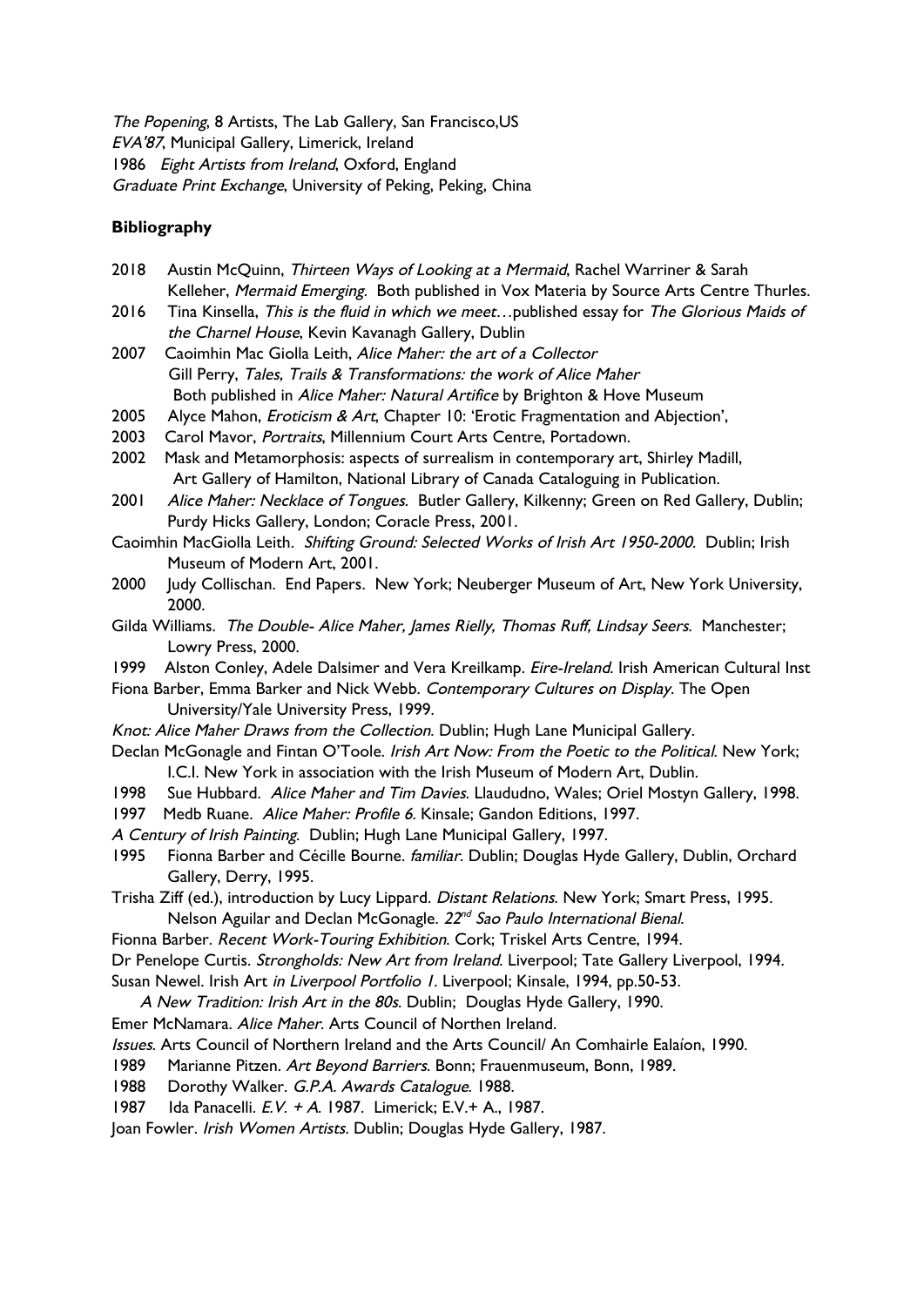*The Popening*, 8 Artists, The Lab Gallery, San Francisco,US
*EVA'87*, Municipal Gallery, Limerick, Ireland
1986 *Eight Artists from Ireland*, Oxford, England
*Graduate Print Exchange*, University of Peking, Peking, China

**Bibliography**

2018 Austin McQuinn, *Thirteen Ways of Looking at a Mermaid*, Rachel Warriner & Sarah Kelleher, *Mermaid Emerging*. Both published in Vox Materia by Source Arts Centre Thurles.
2016 Tina Kinsella, *This is the fluid in which we meet…*published essay for *The Glorious Maids of the Charnel House*, Kevin Kavanagh Gallery, Dublin
2007 Caoimhin Mac Giolla Leith, *Alice Maher: the art of a Collector*
Gill Perry, *Tales, Trails & Transformations: the work of Alice Maher*
Both published in *Alice Maher: Natural Artifice* by Brighton & Hove Museum
2005 Alyce Mahon, *Eroticism & Art*, Chapter 10: 'Erotic Fragmentation and Abjection',
2003 Carol Mavor, *Portraits*, Millennium Court Arts Centre, Portadown.
2002 Mask and Metamorphosis: aspects of surrealism in contemporary art, Shirley Madill, Art Gallery of Hamilton, National Library of Canada Cataloguing in Publication.
2001 *Alice Maher: Necklace of Tongues*. Butler Gallery, Kilkenny; Green on Red Gallery, Dublin; Purdy Hicks Gallery, London; Coracle Press, 2001.
Caoimhin MacGiolla Leith. *Shifting Ground: Selected Works of Irish Art 1950-2000*. Dublin; Irish Museum of Modern Art, 2001.
2000 Judy Collischan. End Papers. New York; Neuberger Museum of Art, New York University, 2000.
Gilda Williams. *The Double- Alice Maher, James Rielly, Thomas Ruff, Lindsay Seers*. Manchester; Lowry Press, 2000.
1999 Alston Conley, Adele Dalsimer and Vera Kreilkamp. *Eire-Ireland*. Irish American Cultural Inst
Fiona Barber, Emma Barker and Nick Webb. *Contemporary Cultures on Display*. The Open University/Yale University Press, 1999.
*Knot: Alice Maher Draws from the Collection*. Dublin; Hugh Lane Municipal Gallery.
Declan McGonagle and Fintan O'Toole. *Irish Art Now: From the Poetic to the Political*. New York; I.C.I. New York in association with the Irish Museum of Modern Art, Dublin.
1998 Sue Hubbard. *Alice Maher and Tim Davies*. Llaududno, Wales; Oriel Mostyn Gallery, 1998.
1997 Medb Ruane. *Alice Maher: Profile 6*. Kinsale; Gandon Editions, 1997.
*A Century of Irish Painting*. Dublin; Hugh Lane Municipal Gallery, 1997.
1995 Fionna Barber and Cécille Bourne. *familiar*. Dublin; Douglas Hyde Gallery, Dublin, Orchard Gallery, Derry, 1995.
Trisha Ziff (ed.), introduction by Lucy Lippard. *Distant Relations*. New York; Smart Press, 1995.
Nelson Aguilar and Declan McGonagle. *22nd Sao Paulo International Bienal*.
Fionna Barber. *Recent Work-Touring Exhibition*. Cork; Triskel Arts Centre, 1994.
Dr Penelope Curtis. *Strongholds: New Art from Ireland*. Liverpool; Tate Gallery Liverpool, 1994.
Susan Newel. Irish Art *in Liverpool Portfolio 1*. Liverpool; Kinsale, 1994, pp.50-53.
*A New Tradition: Irish Art in the 80s*. Dublin; Douglas Hyde Gallery, 1990.
Emer McNamara. *Alice Maher*. Arts Council of Northen Ireland.
*Issues*. Arts Council of Northern Ireland and the Arts Council/ An Comhairle Ealaíon, 1990.
1989 Marianne Pitzen. *Art Beyond Barriers*. Bonn; Frauenmuseum, Bonn, 1989.
1988 Dorothy Walker. *G.P.A. Awards Catalogue*. 1988.
1987 Ida Panacelli. *E.V. + A.* 1987. Limerick; E.V.+ A., 1987.
Joan Fowler. *Irish Women Artists*. Dublin; Douglas Hyde Gallery, 1987.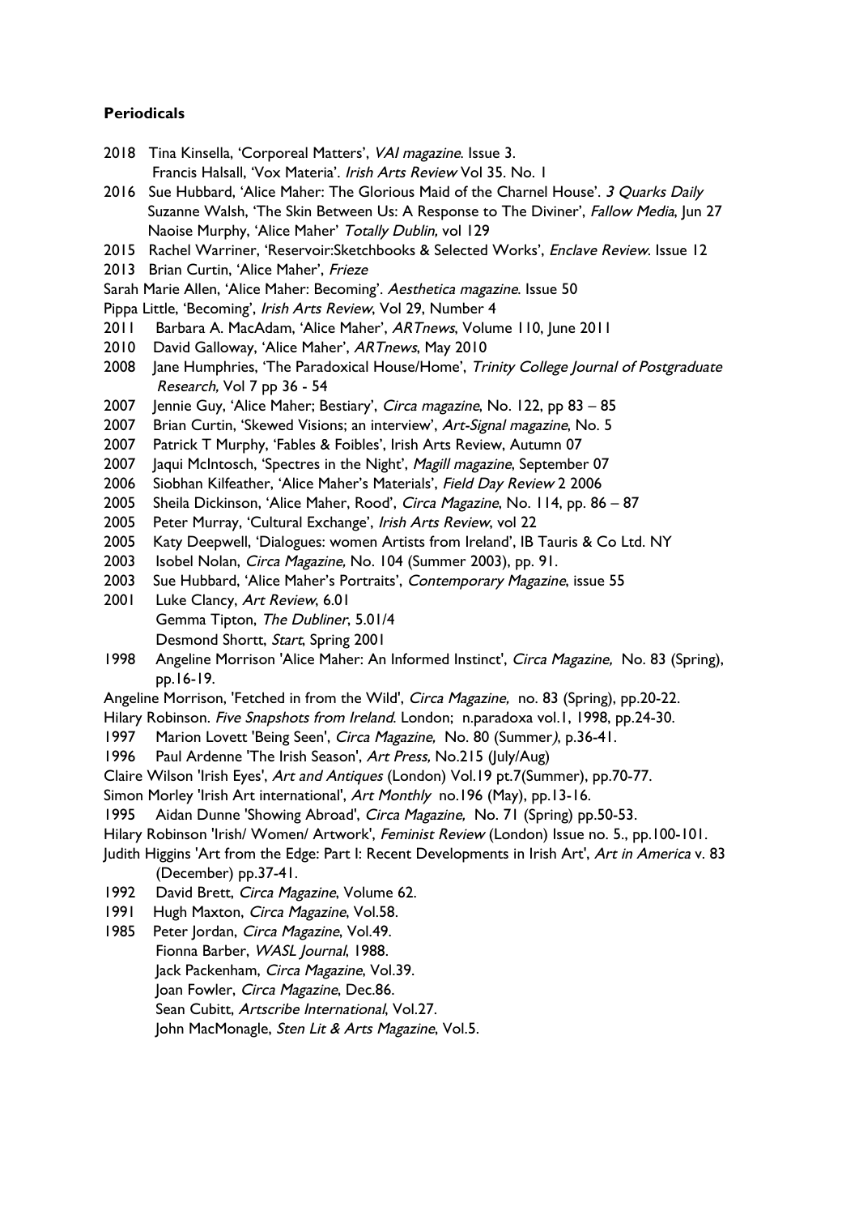**Periodicals**

2018 Tina Kinsella, 'Corporeal Matters', *VAI magazine*. Issue 3.
Francis Halsall, 'Vox Materia'. *Irish Arts Review* Vol 35. No. 1

2016 Sue Hubbard, 'Alice Maher: The Glorious Maid of the Charnel House'. *3 Quarks Daily*
Suzanne Walsh, 'The Skin Between Us: A Response to The Diviner', *Fallow Media*, Jun 27
Naoise Murphy, 'Alice Maher' *Totally Dublin,* vol 129

2015 Rachel Warriner, 'Reservoir:Sketchbooks & Selected Works', *Enclave Review*. Issue 12

2013 Brian Curtin, 'Alice Maher', *Frieze*

Sarah Marie Allen, 'Alice Maher: Becoming'. *Aesthetica magazine*. Issue 50

Pippa Little, 'Becoming', *Irish Arts Review*, Vol 29, Number 4

2011 Barbara A. MacAdam, 'Alice Maher', *ARTnews*, Volume 110, June 2011

2010 David Galloway, 'Alice Maher', *ARTnews*, May 2010

2008 Jane Humphries, 'The Paradoxical House/Home', *Trinity College Journal of Postgraduate Research,* Vol 7 pp 36 - 54

2007 Jennie Guy, 'Alice Maher; Bestiary', *Circa magazine*, No. 122, pp 83 – 85

2007 Brian Curtin, 'Skewed Visions; an interview', *Art-Signal magazine*, No. 5

2007 Patrick T Murphy, 'Fables & Foibles', Irish Arts Review, Autumn 07

2007 Jaqui McIntosch, 'Spectres in the Night', *Magill magazine*, September 07

2006 Siobhan Kilfeather, 'Alice Maher's Materials', *Field Day Review* 2 2006

2005 Sheila Dickinson, 'Alice Maher, Rood', *Circa Magazine*, No. 114, pp. 86 – 87

2005 Peter Murray, 'Cultural Exchange', *Irish Arts Review*, vol 22

2005 Katy Deepwell, 'Dialogues: women Artists from Ireland', IB Tauris & Co Ltd. NY

2003 Isobel Nolan, *Circa Magazine,* No. 104 (Summer 2003), pp. 91.

2003 Sue Hubbard, 'Alice Maher's Portraits', *Contemporary Magazine*, issue 55

2001 Luke Clancy, *Art Review*, 6.01
Gemma Tipton, *The Dubliner*, 5.01/4
Desmond Shortt, *Start*, Spring 2001

1998 Angeline Morrison 'Alice Maher: An Informed Instinct', *Circa Magazine,* No. 83 (Spring), pp.16-19.

Angeline Morrison, 'Fetched in from the Wild', *Circa Magazine,* no. 83 (Spring), pp.20-22.

Hilary Robinson. *Five Snapshots from Ireland*. London; n.paradoxa vol.1, 1998, pp.24-30.

1997 Marion Lovett 'Being Seen', *Circa Magazine,* No. 80 (Summer*)*, p.36-41.

1996 Paul Ardenne 'The Irish Season', *Art Press,* No.215 (July/Aug)

Claire Wilson 'Irish Eyes', *Art and Antiques* (London) Vol.19 pt.7(Summer), pp.70-77.

Simon Morley 'Irish Art international', *Art Monthly* no.196 (May), pp.13-16.

1995 Aidan Dunne 'Showing Abroad', *Circa Magazine,* No. 71 (Spring) pp.50-53.

Hilary Robinson 'Irish/ Women/ Artwork', *Feminist Review* (London) Issue no. 5., pp.100-101.

Judith Higgins 'Art from the Edge: Part I: Recent Developments in Irish Art', *Art in America* v. 83 (December) pp.37-41.

1992 David Brett, *Circa Magazine*, Volume 62.

1991 Hugh Maxton, *Circa Magazine*, Vol.58.

1985 Peter Jordan, *Circa Magazine*, Vol.49.
Fionna Barber, *WASL Journal*, 1988.
Jack Packenham, *Circa Magazine*, Vol.39.
Joan Fowler, *Circa Magazine*, Dec.86.
Sean Cubitt, *Artscribe International*, Vol.27.
John MacMonagle, *Sten Lit & Arts Magazine*, Vol.5.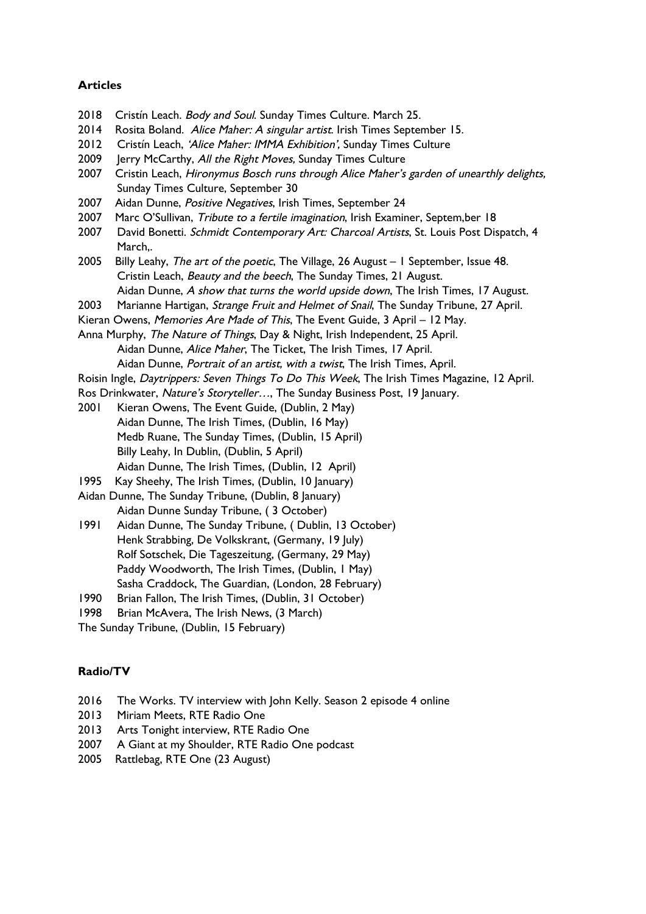**Articles**

2018 Cristín Leach. *Body and Soul*. Sunday Times Culture. March 25.
2014 Rosita Boland. *Alice Maher: A singular artist*. Irish Times September 15.
2012 Cristín Leach, *'Alice Maher: IMMA Exhibition'*, Sunday Times Culture
2009 Jerry McCarthy, *All the Right Moves,* Sunday Times Culture
2007 Cristin Leach, *Hironymus Bosch runs through Alice Maher's garden of unearthly delights,* Sunday Times Culture, September 30
2007 Aidan Dunne, *Positive Negatives*, Irish Times, September 24
2007 Marc O'Sullivan, *Tribute to a fertile imagination*, Irish Examiner, Septem,ber 18
2007 David Bonetti. *Schmidt Contemporary Art: Charcoal Artists*, St. Louis Post Dispatch, 4 March,.
2005 Billy Leahy, *The art of the poetic*, The Village, 26 August – 1 September, Issue 48.
Cristin Leach, *Beauty and the beech*, The Sunday Times, 21 August.
Aidan Dunne, *A show that turns the world upside down*, The Irish Times, 17 August.
2003 Marianne Hartigan, *Strange Fruit and Helmet of Snail*, The Sunday Tribune, 27 April.
Kieran Owens, *Memories Are Made of This*, The Event Guide, 3 April – 12 May.
Anna Murphy, *The Nature of Things*, Day & Night, Irish Independent, 25 April.
Aidan Dunne, *Alice Maher*, The Ticket, The Irish Times, 17 April.
Aidan Dunne, *Portrait of an artist, with a twist*, The Irish Times, April.
Roisin Ingle, *Daytrippers: Seven Things To Do This Week*, The Irish Times Magazine, 12 April.
Ros Drinkwater, *Nature's Storyteller…*, The Sunday Business Post, 19 January.
2001 Kieran Owens, The Event Guide, (Dublin, 2 May)
Aidan Dunne, The Irish Times, (Dublin, 16 May)
Medb Ruane, The Sunday Times, (Dublin, 15 April)
Billy Leahy, In Dublin, (Dublin, 5 April)
Aidan Dunne, The Irish Times, (Dublin, 12 April)
1995 Kay Sheehy, The Irish Times, (Dublin, 10 January)
Aidan Dunne, The Sunday Tribune, (Dublin, 8 January)
Aidan Dunne Sunday Tribune, ( 3 October)
1991 Aidan Dunne, The Sunday Tribune, ( Dublin, 13 October)
Henk Strabbing, De Volkskrant, (Germany, 19 July)
Rolf Sotschek, Die Tageszeitung, (Germany, 29 May)
Paddy Woodworth, The Irish Times, (Dublin, 1 May)
Sasha Craddock, The Guardian, (London, 28 February)
1990 Brian Fallon, The Irish Times, (Dublin, 31 October)
1998 Brian McAvera, The Irish News, (3 March)
The Sunday Tribune, (Dublin, 15 February)

**Radio/TV**

2016 The Works. TV interview with John Kelly. Season 2 episode 4 online
2013 Miriam Meets, RTE Radio One
2013 Arts Tonight interview, RTE Radio One
2007 A Giant at my Shoulder, RTE Radio One podcast
2005 Rattlebag, RTE One (23 August)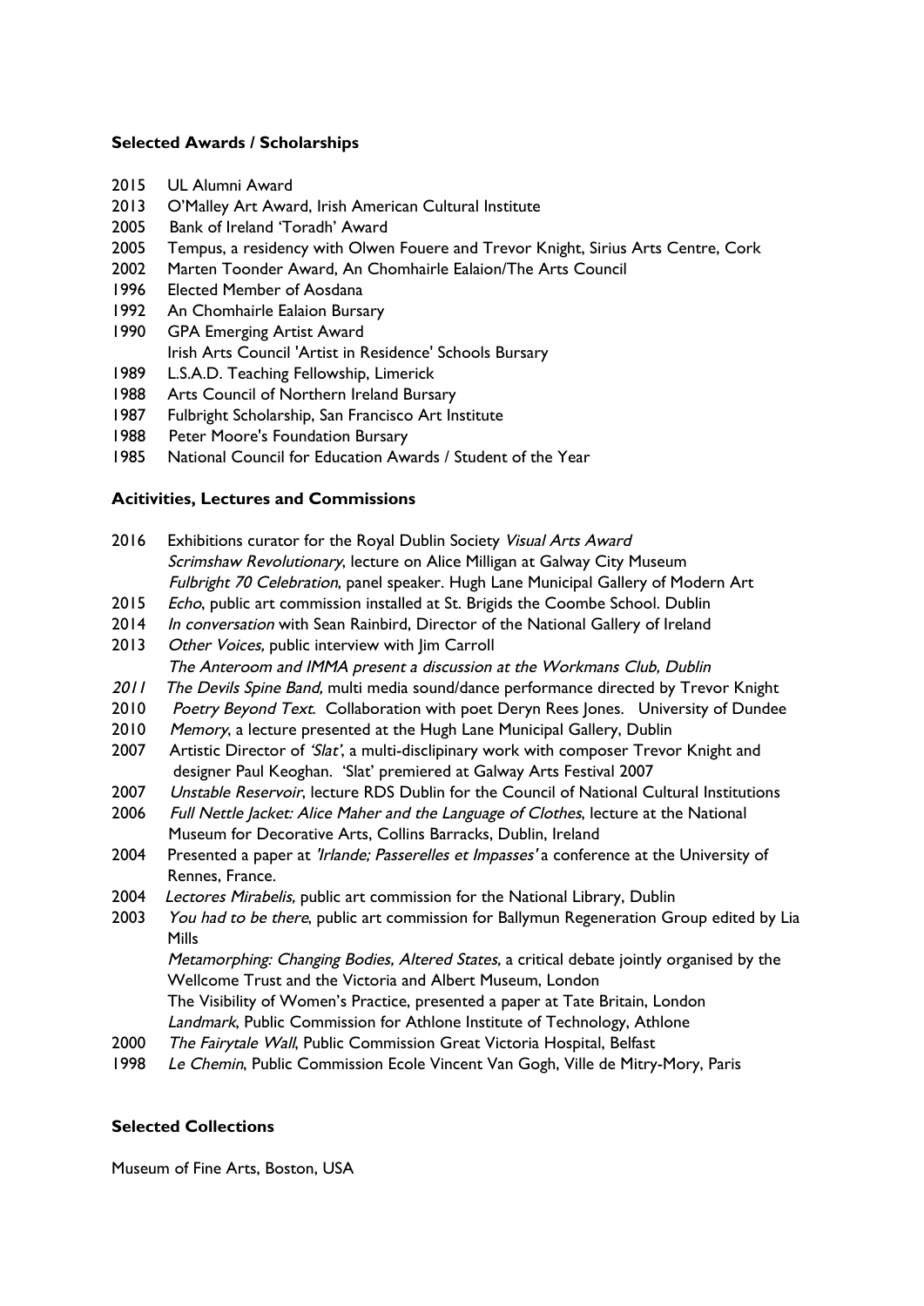**Selected Awards / Scholarships**

2015 UL Alumni Award
2013 O'Malley Art Award, Irish American Cultural Institute
2005 Bank of Ireland 'Toradh' Award
2005 Tempus, a residency with Olwen Fouere and Trevor Knight, Sirius Arts Centre, Cork
2002 Marten Toonder Award, An Chomhairle Ealaion/The Arts Council
1996 Elected Member of Aosdana
1992 An Chomhairle Ealaion Bursary
1990 GPA Emerging Artist Award
Irish Arts Council 'Artist in Residence' Schools Bursary
1989 L.S.A.D. Teaching Fellowship, Limerick
1988 Arts Council of Northern Ireland Bursary
1987 Fulbright Scholarship, San Francisco Art Institute
1988 Peter Moore's Foundation Bursary
1985 National Council for Education Awards / Student of the Year

**Acitivities, Lectures and Commissions**

2016 Exhibitions curator for the Royal Dublin Society *Visual Arts Award*
*Scrimshaw Revolutionary*, lecture on Alice Milligan at Galway City Museum
*Fulbright 70 Celebration*, panel speaker. Hugh Lane Municipal Gallery of Modern Art
2015 *Echo*, public art commission installed at St. Brigids the Coombe School. Dublin
2014 *In conversation* with Sean Rainbird, Director of the National Gallery of Ireland
2013 *Other Voices,* public interview with Jim Carroll
*The Anteroom and IMMA present a discussion at the Workmans Club, Dublin*
*2011* *The Devils Spine Band,* multi media sound/dance performance directed by Trevor Knight
2010 *Poetry Beyond Text*. Collaboration with poet Deryn Rees Jones. University of Dundee
2010 *Memory*, a lecture presented at the Hugh Lane Municipal Gallery, Dublin
2007 Artistic Director of *'Slat'*, a multi-disclipinary work with composer Trevor Knight and designer Paul Keoghan. 'Slat' premiered at Galway Arts Festival 2007
2007 *Unstable Reservoir*, lecture RDS Dublin for the Council of National Cultural Institutions
2006 *Full Nettle Jacket: Alice Maher and the Language of Clothes*, lecture at the National Museum for Decorative Arts, Collins Barracks, Dublin, Ireland
2004 Presented a paper at *'Irlande; Passerelles et Impasses'* a conference at the University of Rennes, France.
2004 *Lectores Mirabelis,* public art commission for the National Library, Dublin
2003 *You had to be there*, public art commission for Ballymun Regeneration Group edited by Lia Mills
*Metamorphing: Changing Bodies, Altered States,* a critical debate jointly organised by the Wellcome Trust and the Victoria and Albert Museum, London
The Visibility of Women's Practice, presented a paper at Tate Britain, London
*Landmark*, Public Commission for Athlone Institute of Technology, Athlone
2000 *The Fairytale Wall*, Public Commission Great Victoria Hospital, Belfast
1998 *Le Chemin*, Public Commission Ecole Vincent Van Gogh, Ville de Mitry-Mory, Paris

**Selected Collections**

Museum of Fine Arts, Boston, USA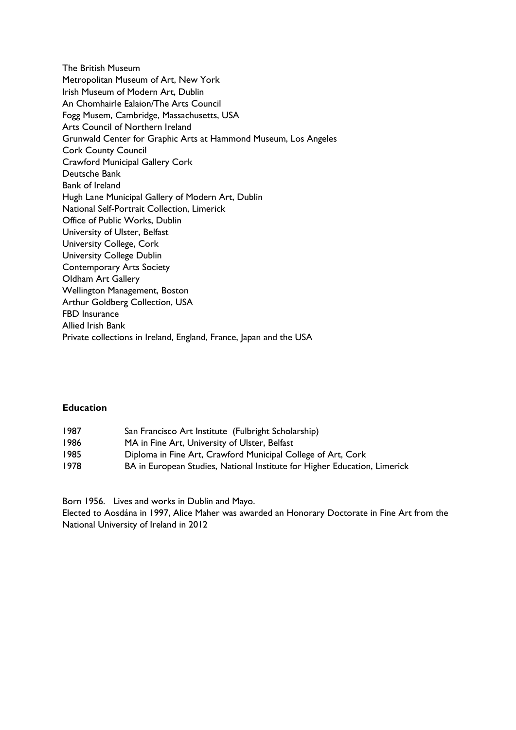The British Museum
Metropolitan Museum of Art, New York
Irish Museum of Modern Art, Dublin
An Chomhairle Ealaion/The Arts Council
Fogg Musem, Cambridge, Massachusetts, USA
Arts Council of Northern Ireland
Grunwald Center for Graphic Arts at Hammond Museum, Los Angeles
Cork County Council
Crawford Municipal Gallery Cork
Deutsche Bank
Bank of Ireland
Hugh Lane Municipal Gallery of Modern Art, Dublin
National Self-Portrait Collection, Limerick
Office of Public Works, Dublin
University of Ulster, Belfast
University College, Cork
University College Dublin
Contemporary Arts Society
Oldham Art Gallery
Wellington Management, Boston
Arthur Goldberg Collection, USA
FBD Insurance
Allied Irish Bank
Private collections in Ireland, England, France, Japan and the USA

**Education**

| | |
|---|---|
| 1987 | San Francisco Art Institute (Fulbright Scholarship) |
| 1986 | MA in Fine Art, University of Ulster, Belfast |
| 1985 | Diploma in Fine Art, Crawford Municipal College of Art, Cork |
| 1978 | BA in European Studies, National Institute for Higher Education, Limerick |

Born 1956. Lives and works in Dublin and Mayo.
Elected to Aosdána in 1997, Alice Maher was awarded an Honorary Doctorate in Fine Art from the National University of Ireland in 2012